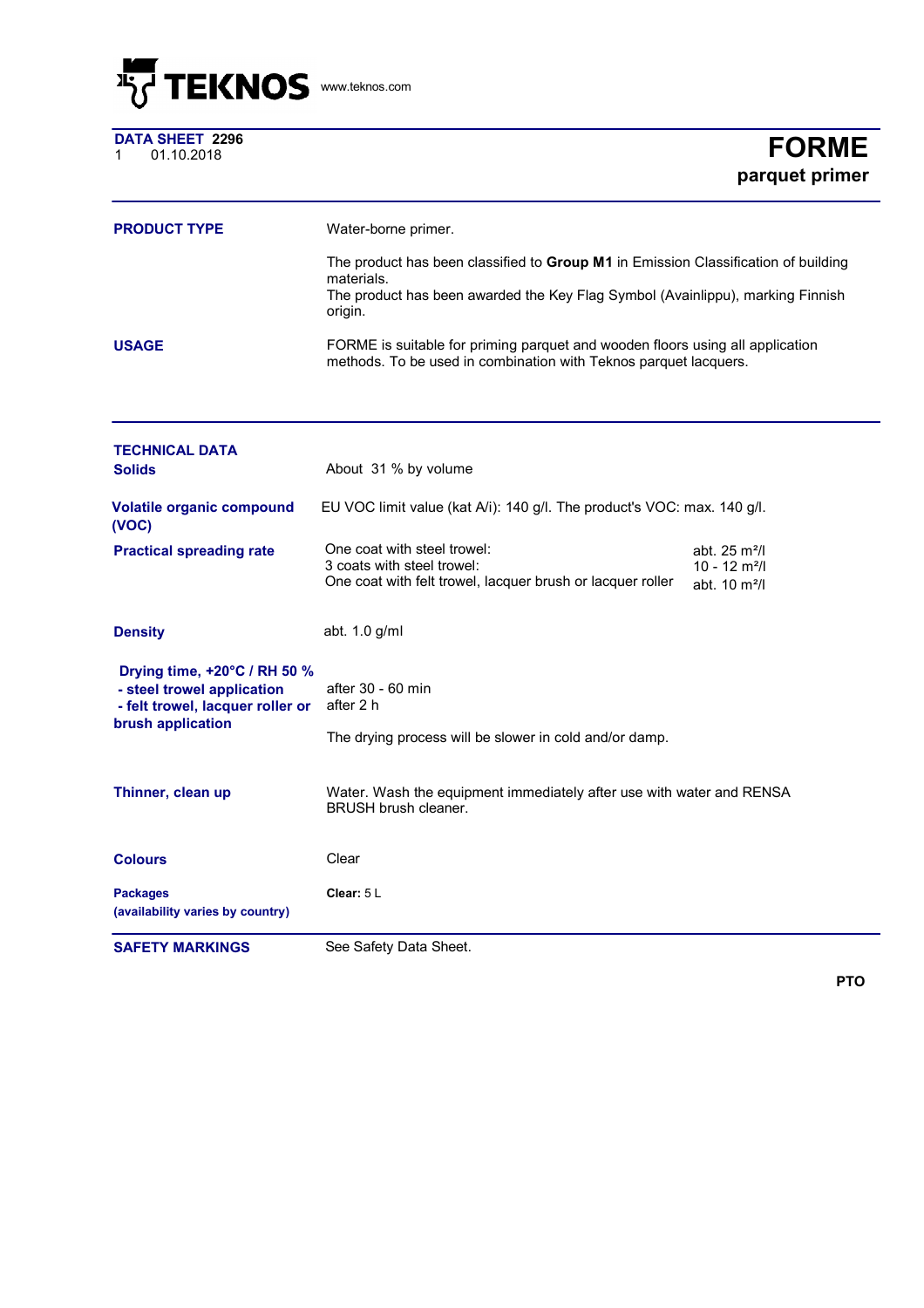TEKNOS www.teknos.com

**DATA SHEET 2296**
1 01.10.2018

# FORME
## parquet primer

**PRODUCT TYPE**

Water-borne primer.

The product has been classified to **Group M1** in Emission Classification of building materials.
The product has been awarded the Key Flag Symbol (Avainlippu), marking Finnish origin.

**USAGE**

FORME is suitable for priming parquet and wooden floors using all application methods. To be used in combination with Teknos parquet lacquers.

## TECHNICAL DATA

**Solids**

About 31 % by volume

**Volatile organic compound (VOC)**

EU VOC limit value (kat A/i): 140 g/l. The product's VOC: max. 140 g/l.

**Practical spreading rate**

| | |
|---|---|
| One coat with steel trowel: | abt. 25 m²/l |
| 3 coats with steel trowel: | 10 - 12 m²/l |
| One coat with felt trowel, lacquer brush or lacquer roller | abt. 10 m²/l |

**Density**

abt. 1.0 g/ml

**Drying time, +20°C / RH 50 %**
**- steel trowel application**
**- felt trowel, lacquer roller or brush application**

after 30 - 60 min
after 2 h

The drying process will be slower in cold and/or damp.

**Thinner, clean up**

Water. Wash the equipment immediately after use with water and RENSA BRUSH brush cleaner.

**Colours**

Clear

**Packages (availability varies by country)**

**Clear:** 5 L

**SAFETY MARKINGS**

See Safety Data Sheet.

**PTO**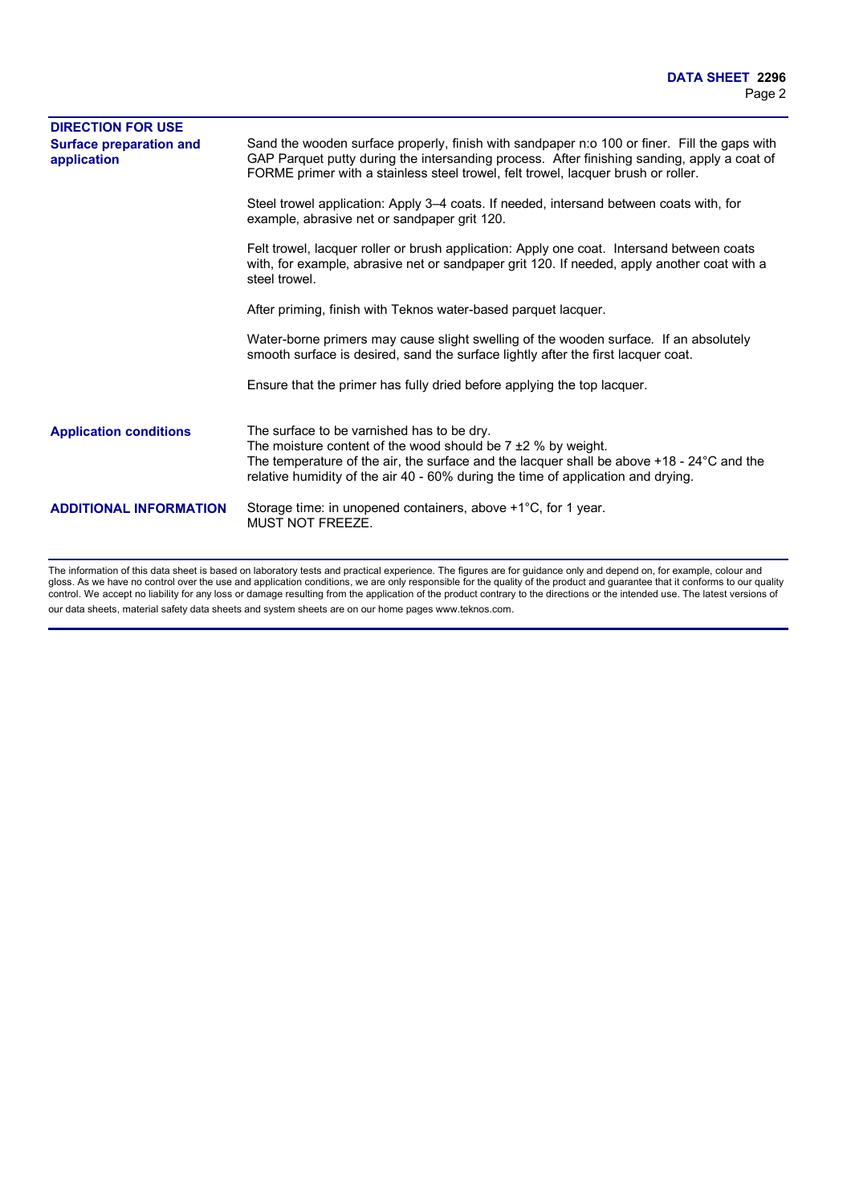## DIRECTION FOR USE

**Surface preparation and application**

Sand the wooden surface properly, finish with sandpaper n:o 100 or finer. Fill the gaps with GAP Parquet putty during the intersanding process. After finishing sanding, apply a coat of FORME primer with a stainless steel trowel, felt trowel, lacquer brush or roller.

Steel trowel application: Apply 3–4 coats. If needed, intersand between coats with, for example, abrasive net or sandpaper grit 120.

Felt trowel, lacquer roller or brush application: Apply one coat. Intersand between coats with, for example, abrasive net or sandpaper grit 120. If needed, apply another coat with a steel trowel.

After priming, finish with Teknos water-based parquet lacquer.

Water-borne primers may cause slight swelling of the wooden surface. If an absolutely smooth surface is desired, sand the surface lightly after the first lacquer coat.

Ensure that the primer has fully dried before applying the top lacquer.

**Application conditions**

The surface to be varnished has to be dry.
The moisture content of the wood should be 7 ±2 % by weight.
The temperature of the air, the surface and the lacquer shall be above +18 - 24°C and the relative humidity of the air 40 - 60% during the time of application and drying.

## ADDITIONAL INFORMATION

Storage time: in unopened containers, above +1°C, for 1 year.
MUST NOT FREEZE.

The information of this data sheet is based on laboratory tests and practical experience. The figures are for guidance only and depend on, for example, colour and gloss. As we have no control over the use and application conditions, we are only responsible for the quality of the product and guarantee that it conforms to our quality control. We accept no liability for any loss or damage resulting from the application of the product contrary to the directions or the intended use. The latest versions of our data sheets, material safety data sheets and system sheets are on our home pages www.teknos.com.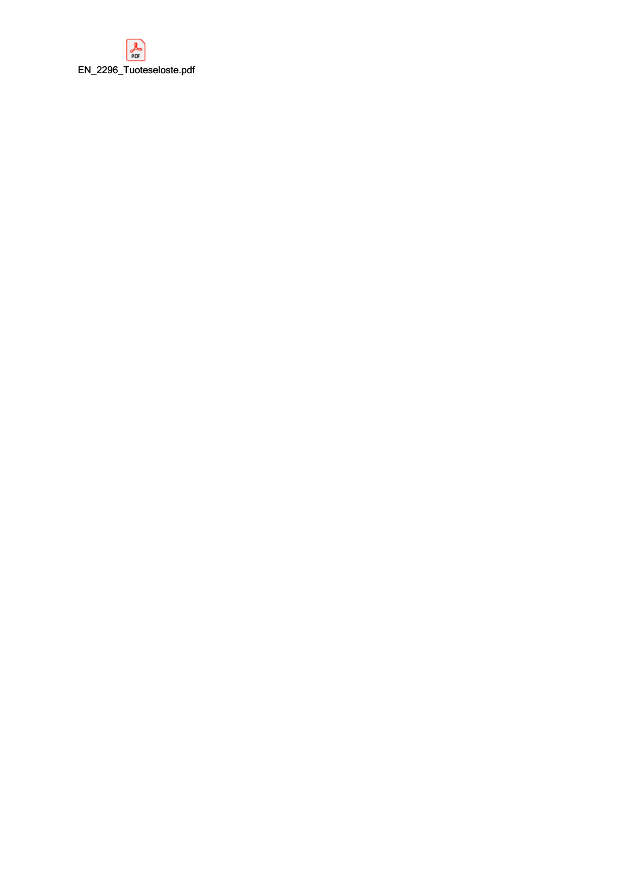EN_2296_Tuoteseloste.pdf